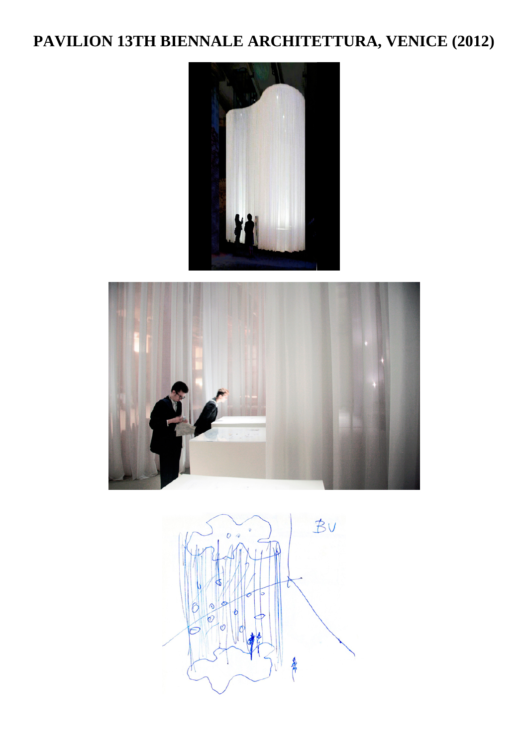# PAVILION 13TH BIENNALE ARCHITETTURA, VENICE (2012)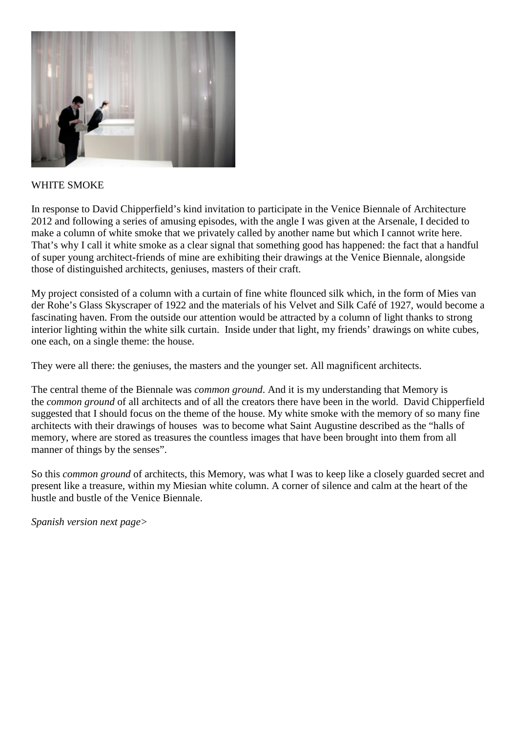WHITE SMOKE

In response to David Chipperfield's kind invitation to participate in the Venice Biennale of Architecture 2012 and following a series of amusing episodes, with the angle I was given at the Arsenale, I decided to make a column of white smoke that we privately called by another name but which I cannot write here. That's why I call it white smoke as a clear signal that something good has happened: the fact that a handful of super young architect-friends of mine are exhibiting their drawings at the Venice Biennale, alongside those of distinguished architects, geniuses, masters of their craft.

My project consisted of a column with a curtain of fine white flounced silk which, in the form of Mies van der Rohe's Glass Skyscraper of 1922 and the materials of his Velvet and Silk Café of 1927, would become a fascinating haven. From the outside our attention would be attracted by a column of light thanks to strong interior lighting within the white silk curtain. Inside under that light, my friends' drawings on white cubes, one each, on a single theme: the house.

They were all there: the geniuses, the masters and the younger set. All magnificent architects.

The central theme of the Biennale was *common ground*. And it is my understanding that Memory is the *common ground* of all architects and of all the creators there have been in the world. David Chipperfield suggested that I should focus on the theme of the house. My white smoke with the memory of so many fine architects with their drawings of houses was to become what Saint Augustine described as the "halls of memory, where are stored as treasures the countless images that have been brought into them from all manner of things by the senses".

So this *common ground* of architects, this Memory, was what I was to keep like a closely guarded secret and present like a treasure, within my Miesian white column. A corner of silence and calm at the heart of the hustle and bustle of the Venice Biennale.

*Spanish version next page>*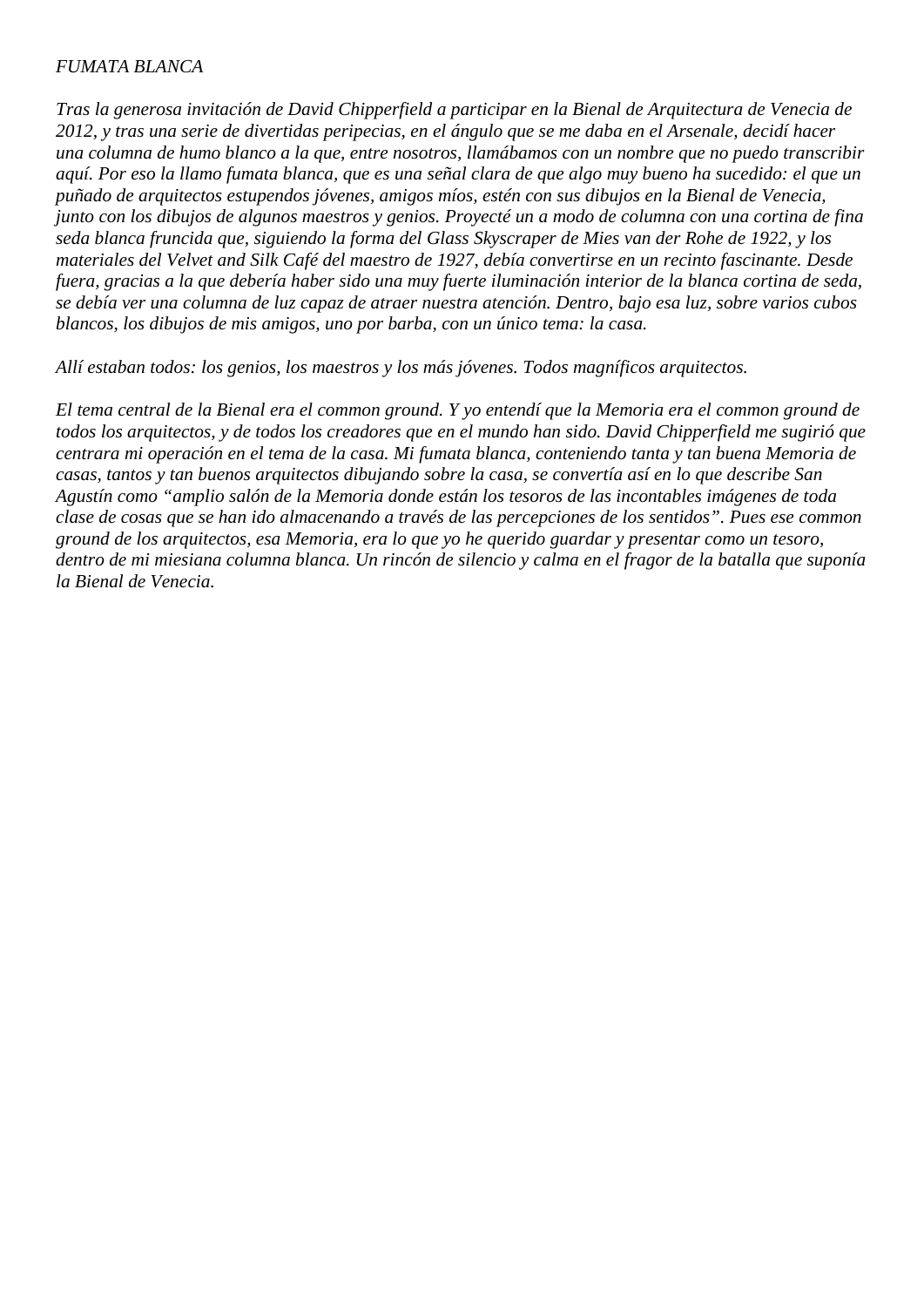*FUMATA BLANCA*

*Tras la generosa invitación de David Chipperfield a participar en la Bienal de Arquitectura de Venecia de 2012, y tras una serie de divertidas peripecias, en el ángulo que se me daba en el Arsenale, decidí hacer una columna de humo blanco a la que, entre nosotros, llamábamos con un nombre que no puedo transcribir aquí. Por eso la llamo fumata blanca, que es una señal clara de que algo muy bueno ha sucedido: el que un puñado de arquitectos estupendos jóvenes, amigos míos, estén con sus dibujos en la Bienal de Venecia, junto con los dibujos de algunos maestros y genios. Proyecté un a modo de columna con una cortina de fina seda blanca fruncida que, siguiendo la forma del Glass Skyscraper de Mies van der Rohe de 1922, y los materiales del Velvet and Silk Café del maestro de 1927, debía convertirse en un recinto fascinante. Desde fuera, gracias a la que debería haber sido una muy fuerte iluminación interior de la blanca cortina de seda, se debía ver una columna de luz capaz de atraer nuestra atención. Dentro, bajo esa luz, sobre varios cubos blancos, los dibujos de mis amigos, uno por barba, con un único tema: la casa.*

*Allí estaban todos: los genios, los maestros y los más jóvenes. Todos magníficos arquitectos.*

*El tema central de la Bienal era el common ground. Y yo entendí que la Memoria era el common ground de todos los arquitectos, y de todos los creadores que en el mundo han sido. David Chipperfield me sugirió que centrara mi operación en el tema de la casa. Mi fumata blanca, conteniendo tanta y tan buena Memoria de casas, tantos y tan buenos arquitectos dibujando sobre la casa, se convertía así en lo que describe San Agustín como "amplio salón de la Memoria donde están los tesoros de las incontables imágenes de toda clase de cosas que se han ido almacenando a través de las percepciones de los sentidos". Pues ese common ground de los arquitectos, esa Memoria, era lo que yo he querido guardar y presentar como un tesoro, dentro de mi miesiana columna blanca. Un rincón de silencio y calma en el fragor de la batalla que suponía la Bienal de Venecia.*